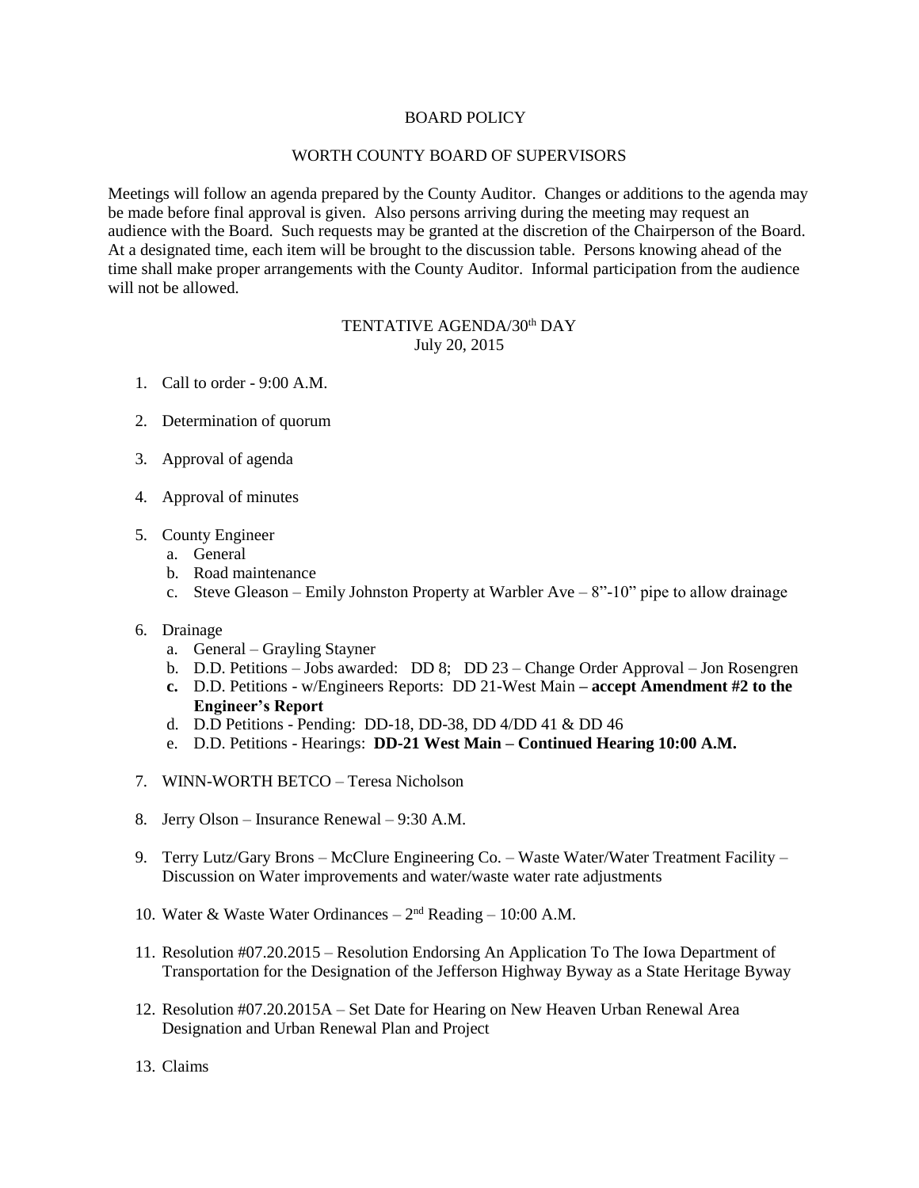# BOARD POLICY

## WORTH COUNTY BOARD OF SUPERVISORS

Meetings will follow an agenda prepared by the County Auditor. Changes or additions to the agenda may be made before final approval is given. Also persons arriving during the meeting may request an audience with the Board. Such requests may be granted at the discretion of the Chairperson of the Board. At a designated time, each item will be brought to the discussion table. Persons knowing ahead of the time shall make proper arrangements with the County Auditor. Informal participation from the audience will not be allowed.

## TENTATIVE AGENDA/30th DAY
July 20, 2015

1. Call to order - 9:00 A.M.

2. Determination of quorum

3. Approval of agenda

4. Approval of minutes

5. County Engineer
   a. General
   b. Road maintenance
   c. Steve Gleason – Emily Johnston Property at Warbler Ave – 8"-10" pipe to allow drainage

6. Drainage
   a. General – Grayling Stayner
   b. D.D. Petitions – Jobs awarded: DD 8; DD 23 – Change Order Approval – Jon Rosengren
   **c.** D.D. Petitions - w/Engineers Reports: DD 21-West Main **– accept Amendment #2 to the Engineer's Report**
   d. D.D Petitions - Pending: DD-18, DD-38, DD 4/DD 41 & DD 46
   e. D.D. Petitions - Hearings: **DD-21 West Main – Continued Hearing 10:00 A.M.**

7. WINN-WORTH BETCO – Teresa Nicholson

8. Jerry Olson – Insurance Renewal – 9:30 A.M.

9. Terry Lutz/Gary Brons – McClure Engineering Co. – Waste Water/Water Treatment Facility – Discussion on Water improvements and water/waste water rate adjustments

10. Water & Waste Water Ordinances – 2nd Reading – 10:00 A.M.

11. Resolution #07.20.2015 – Resolution Endorsing An Application To The Iowa Department of Transportation for the Designation of the Jefferson Highway Byway as a State Heritage Byway

12. Resolution #07.20.2015A – Set Date for Hearing on New Heaven Urban Renewal Area Designation and Urban Renewal Plan and Project

13. Claims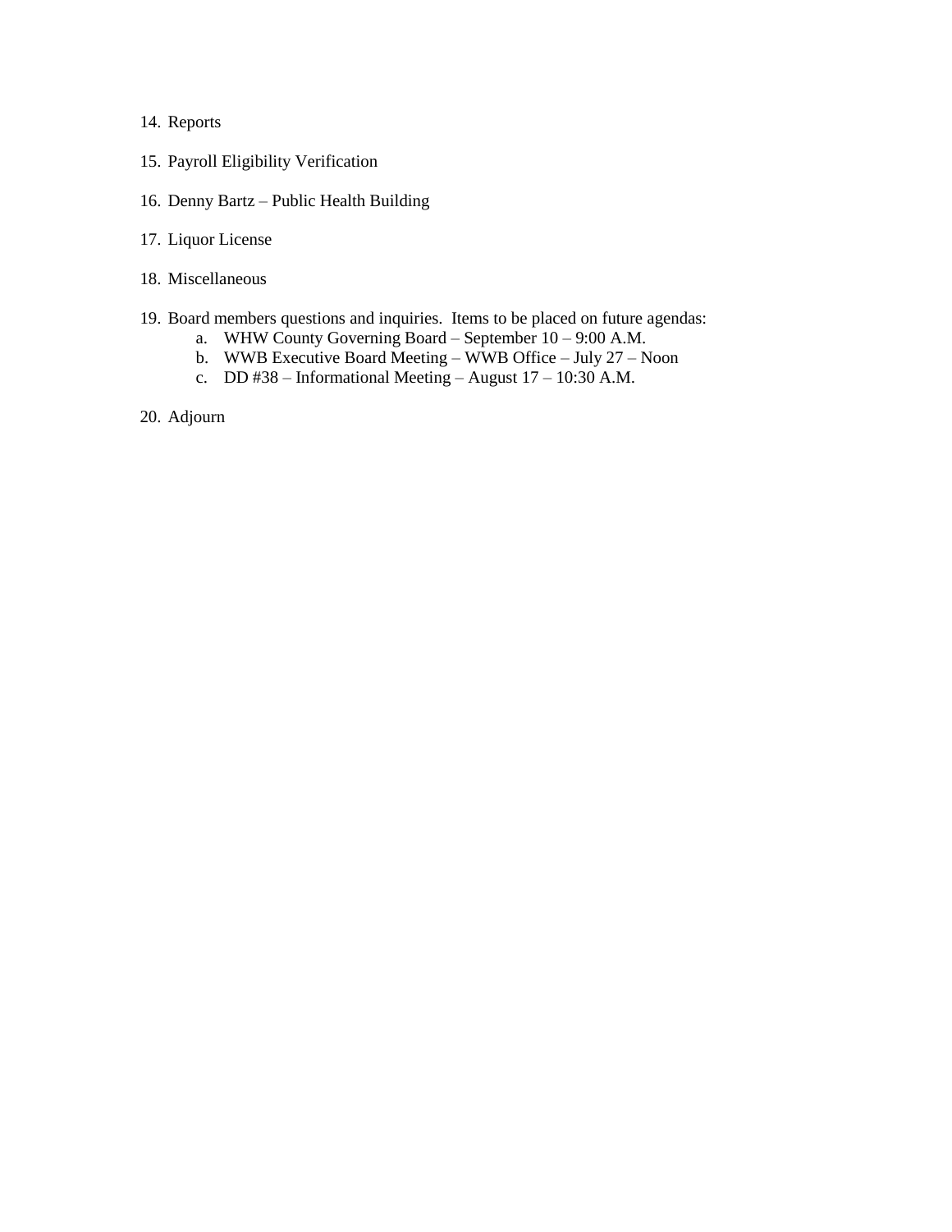14. Reports

15. Payroll Eligibility Verification

16. Denny Bartz – Public Health Building

17. Liquor License

18. Miscellaneous

19. Board members questions and inquiries. Items to be placed on future agendas:
    a. WHW County Governing Board – September 10 – 9:00 A.M.
    b. WWB Executive Board Meeting – WWB Office – July 27 – Noon
    c. DD #38 – Informational Meeting – August 17 – 10:30 A.M.

20. Adjourn